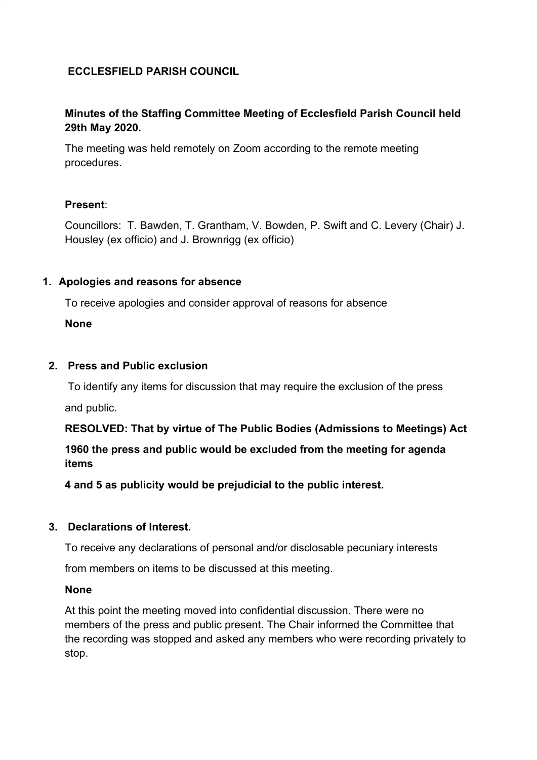**ECCLESFIELD PARISH COUNCIL**

**Minutes of the Staffing Committee Meeting of Ecclesfield Parish Council held 29th May 2020.**

The meeting was held remotely on Zoom according to the remote meeting procedures.

**Present**:

Councillors: T. Bawden, T. Grantham, V. Bowden, P. Swift and C. Levery (Chair) J. Housley (ex officio) and J. Brownrigg (ex officio)

1. **Apologies and reasons for absence**

   To receive apologies and consider approval of reasons for absence

   **None**

2. **Press and Public exclusion**

   To identify any items for discussion that may require the exclusion of the press and public.

   **RESOLVED: That by virtue of The Public Bodies (Admissions to Meetings) Act 1960 the press and public would be excluded from the meeting for agenda items 4 and 5 as publicity would be prejudicial to the public interest.**

3. **Declarations of Interest.**

   To receive any declarations of personal and/or disclosable pecuniary interests from members on items to be discussed at this meeting.

   **None**

   At this point the meeting moved into confidential discussion. There were no members of the press and public present. The Chair informed the Committee that the recording was stopped and asked any members who were recording privately to stop.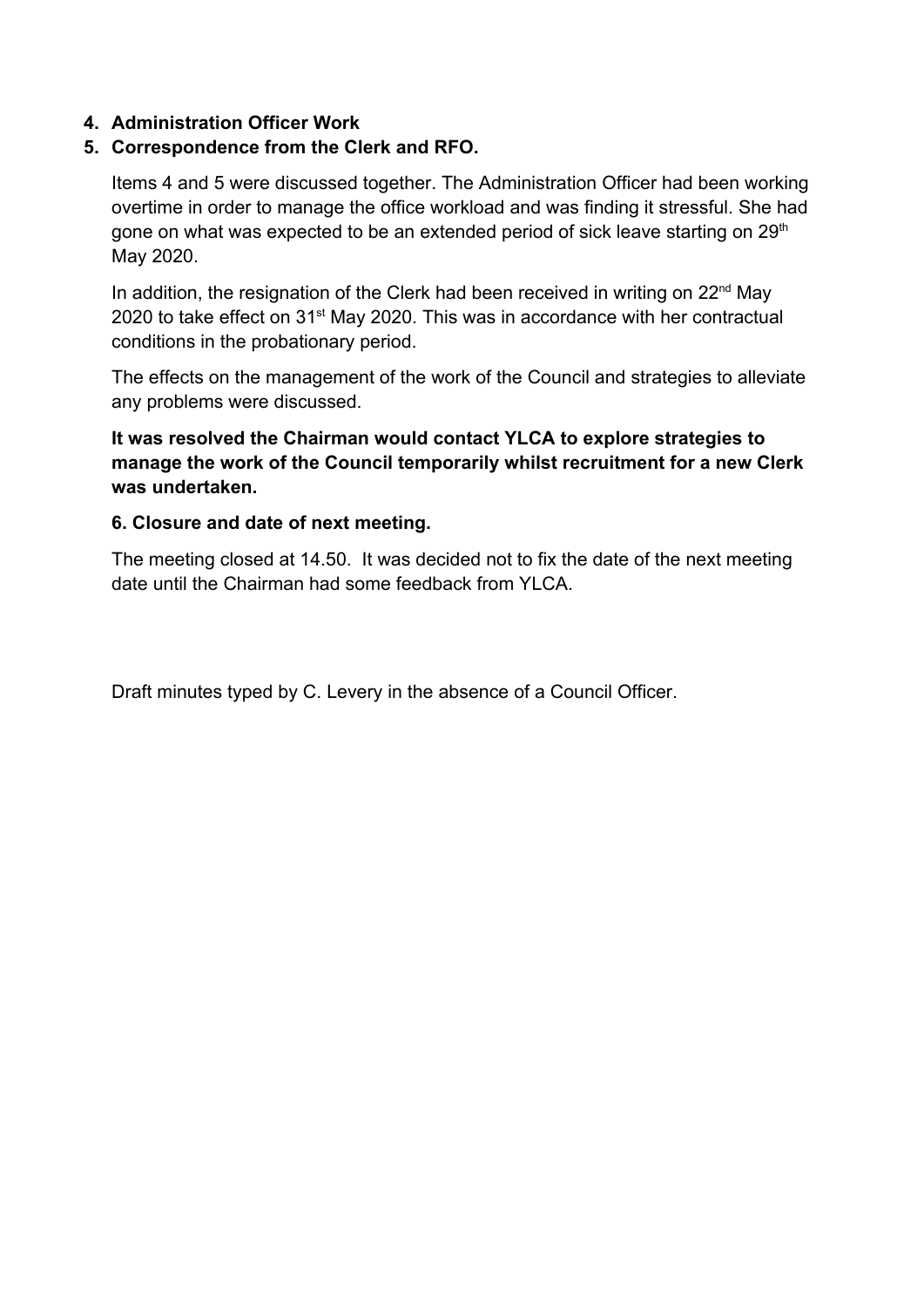4. **Administration Officer Work**
5. **Correspondence from the Clerk and RFO.**

   Items 4 and 5 were discussed together. The Administration Officer had been working overtime in order to manage the office workload and was finding it stressful. She had gone on what was expected to be an extended period of sick leave starting on 29th May 2020.

   In addition, the resignation of the Clerk had been received in writing on 22nd May 2020 to take effect on 31st May 2020. This was in accordance with her contractual conditions in the probationary period.

   The effects on the management of the work of the Council and strategies to alleviate any problems were discussed.

   **It was resolved the Chairman would contact YLCA to explore strategies to manage the work of the Council temporarily whilst recruitment for a new Clerk was undertaken.**

**6. Closure and date of next meeting.**

The meeting closed at 14.50. It was decided not to fix the date of the next meeting date until the Chairman had some feedback from YLCA.

Draft minutes typed by C. Levery in the absence of a Council Officer.